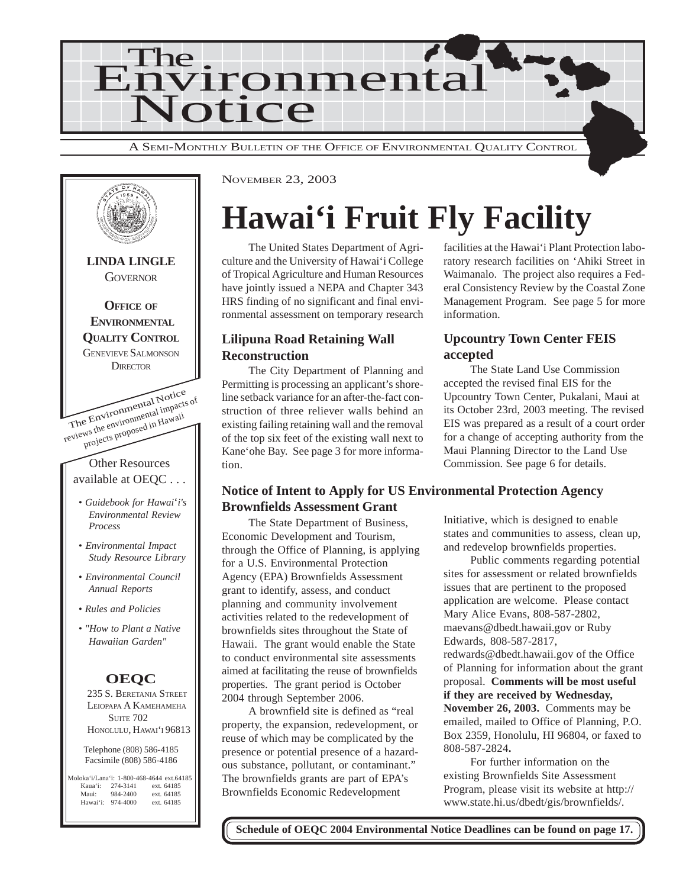# The Environmental Notice

A SEMI-MONTHLY BULLETIN OF THE OFFICE OF ENVIRONMENTAL QUALITY CONTROL

**LINDA LINGLE**
GOVERNOR

**OFFICE OF ENVIRONMENTAL QUALITY CONTROL**
GENEVIEVE SALMONSON
DIRECTOR

The Environmental Notice reviews the environmental impacts of projects proposed in Hawaii

Other Resources available at OEQC . . .

- *Guidebook for Hawai'i's Environmental Review Process*
- *Environmental Impact Study Resource Library*
- *Environmental Council Annual Reports*
- *Rules and Policies*
- *"How to Plant a Native Hawaiian Garden"*

**OEQC**

235 S. BERETANIA STREET
LEIOPAPA A KAMEHAMEHA
SUITE 702
HONOLULU, HAWAI'I 96813

Telephone (808) 586-4185
Facsimile (808) 586-4186

Moloka'i/Lana'i: 1-800-468-4644 ext.64185
Kaua'i: 274-3141 ext. 64185
Maui: 984-2400 ext. 64185
Hawai'i: 974-4000 ext. 64185

NOVEMBER 23, 2003

# Hawai'i Fruit Fly Facility

The United States Department of Agriculture and the University of Hawai'i College of Tropical Agriculture and Human Resources have jointly issued a NEPA and Chapter 343 HRS finding of no significant and final environmental assessment on temporary research facilities at the Hawai'i Plant Protection laboratory research facilities on 'Ahiki Street in Waimanalo. The project also requires a Federal Consistency Review by the Coastal Zone Management Program. See page 5 for more information.

## Lilipuna Road Retaining Wall Reconstruction

The City Department of Planning and Permitting is processing an applicant's shoreline setback variance for an after-the-fact construction of three reliever walls behind an existing failing retaining wall and the removal of the top six feet of the existing wall next to Kane'ohe Bay. See page 3 for more information.

## Upcountry Town Center FEIS accepted

The State Land Use Commission accepted the revised final EIS for the Upcountry Town Center, Pukalani, Maui at its October 23rd, 2003 meeting. The revised EIS was prepared as a result of a court order for a change of accepting authority from the Maui Planning Director to the Land Use Commission. See page 6 for details.

## Notice of Intent to Apply for US Environmental Protection Agency Brownfields Assessment Grant

The State Department of Business, Economic Development and Tourism, through the Office of Planning, is applying for a U.S. Environmental Protection Agency (EPA) Brownfields Assessment grant to identify, assess, and conduct planning and community involvement activities related to the redevelopment of brownfields sites throughout the State of Hawaii. The grant would enable the State to conduct environmental site assessments aimed at facilitating the reuse of brownfields properties. The grant period is October 2004 through September 2006.

A brownfield site is defined as "real property, the expansion, redevelopment, or reuse of which may be complicated by the presence or potential presence of a hazardous substance, pollutant, or contaminant." The brownfields grants are part of EPA's Brownfields Economic Redevelopment Initiative, which is designed to enable states and communities to assess, clean up, and redevelop brownfields properties.

Public comments regarding potential sites for assessment or related brownfields issues that are pertinent to the proposed application are welcome. Please contact Mary Alice Evans, 808-587-2802, maevans@dbedt.hawaii.gov or Ruby Edwards, 808-587-2817, redwards@dbedt.hawaii.gov of the Office of Planning for information about the grant proposal. **Comments will be most useful if they are received by Wednesday, November 26, 2003.** Comments may be emailed, mailed to Office of Planning, P.O. Box 2359, Honolulu, HI 96804, or faxed to 808-587-2824**.**

For further information on the existing Brownfields Site Assessment Program, please visit its website at http://www.state.hi.us/dbedt/gis/brownfields/.

**Schedule of OEQC 2004 Environmental Notice Deadlines can be found on page 17.**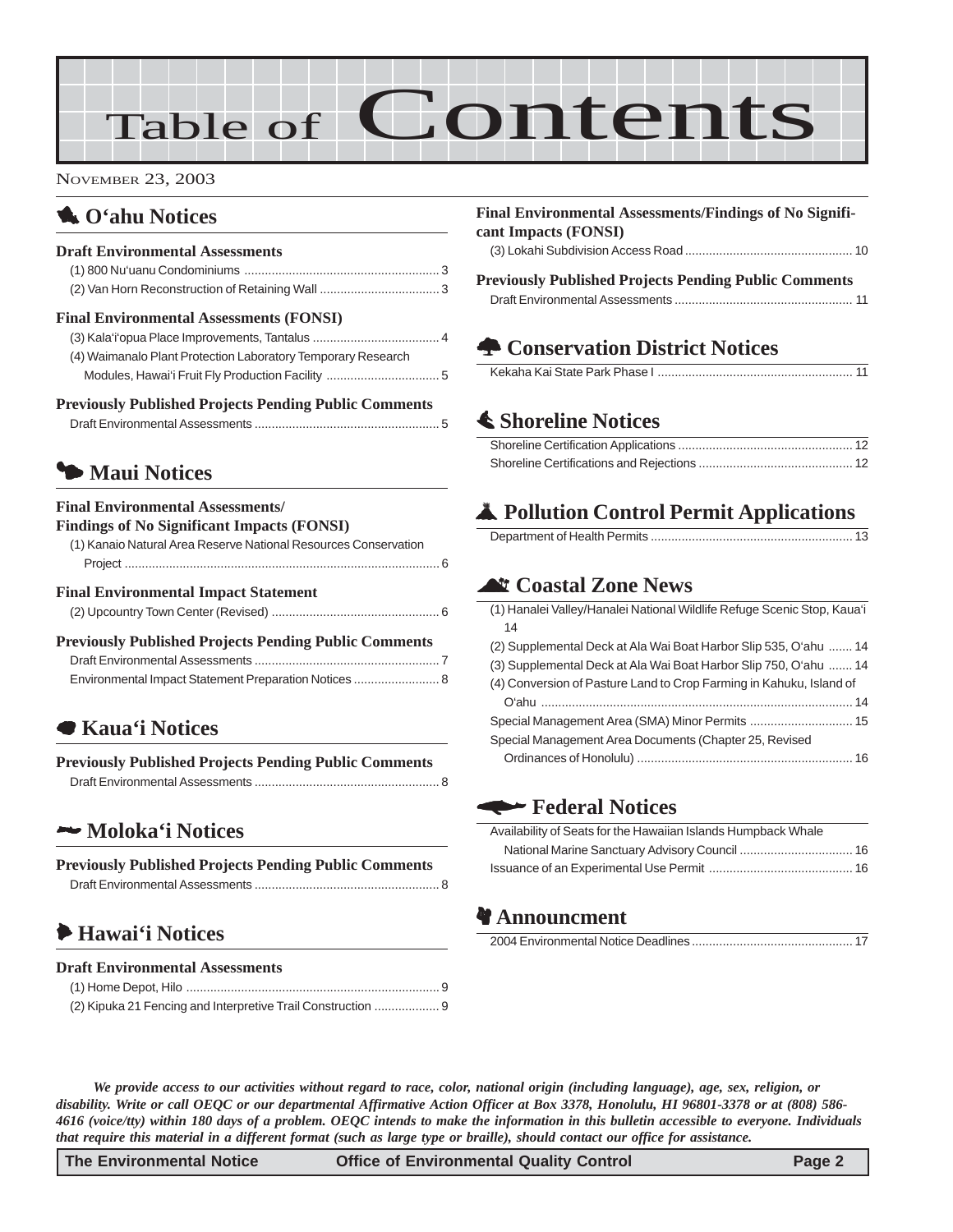# Table of Contents

November 23, 2003

## O'ahu Notices

### Draft Environmental Assessments

(1) 800 Nu'uanu Condominiums ........................................................ 3
(2) Van Horn Reconstruction of Retaining Wall .................................. 3

### Final Environmental Assessments (FONSI)

(3) Kala'i'opua Place Improvements, Tantalus .................................... 4
(4) Waimanalo Plant Protection Laboratory Temporary Research Modules, Hawai'i Fruit Fly Production Facility ................................ 5

### Previously Published Projects Pending Public Comments

Draft Environmental Assessments ..................................................... 5

## Maui Notices

### Final Environmental Assessments/ Findings of No Significant Impacts (FONSI)

(1) Kanaio Natural Area Reserve National Resources Conservation Project .......................................................................................... 6

### Final Environmental Impact Statement

(2) Upcountry Town Center (Revised) ................................................ 6

### Previously Published Projects Pending Public Comments

Draft Environmental Assessments ..................................................... 7
Environmental Impact Statement Preparation Notices ......................... 8

## Kaua'i Notices

### Previously Published Projects Pending Public Comments

Draft Environmental Assessments ..................................................... 8

## Moloka'i Notices

### Previously Published Projects Pending Public Comments

Draft Environmental Assessments ..................................................... 8

## Hawai'i Notices

### Draft Environmental Assessments

(1) Home Depot, Hilo ......................................................................... 9
(2) Kipuka 21 Fencing and Interpretive Trail Construction .................. 9

### Final Environmental Assessments/Findings of No Significant Impacts (FONSI)

(3) Lokahi Subdivision Access Road ................................................ 10

### Previously Published Projects Pending Public Comments

Draft Environmental Assessments ................................................... 11

## Conservation District Notices

Kekaha Kai State Park Phase I ........................................................ 11

## Shoreline Notices

Shoreline Certification Applications .................................................. 12
Shoreline Certifications and Rejections ............................................ 12

## Pollution Control Permit Applications

Department of Health Permits .......................................................... 13

## Coastal Zone News

(1) Hanalei Valley/Hanalei National Wildlife Refuge Scenic Stop, Kaua'i 14
(2) Supplemental Deck at Ala Wai Boat Harbor Slip 535, O'ahu ....... 14
(3) Supplemental Deck at Ala Wai Boat Harbor Slip 750, O'ahu ....... 14
(4) Conversion of Pasture Land to Crop Farming in Kahuku, Island of O'ahu .......................................................................................... 14
Special Management Area (SMA) Minor Permits .............................. 15
Special Management Area Documents (Chapter 25, Revised Ordinances of Honolulu) .............................................................. 16

## Federal Notices

Availability of Seats for the Hawaiian Islands Humpback Whale National Marine Sanctuary Advisory Council ................................. 16
Issuance of an Experimental Use Permit .......................................... 16

## Announcment

2004 Environmental Notice Deadlines ............................................... 17

*We provide access to our activities without regard to race, color, national origin (including language), age, sex, religion, or disability. Write or call OEQC or our departmental Affirmative Action Officer at Box 3378, Honolulu, HI 96801-3378 or at (808) 586-4616 (voice/tty) within 180 days of a problem. OEQC intends to make the information in this bulletin accessible to everyone. Individuals that require this material in a different format (such as large type or braille), should contact our office for assistance.*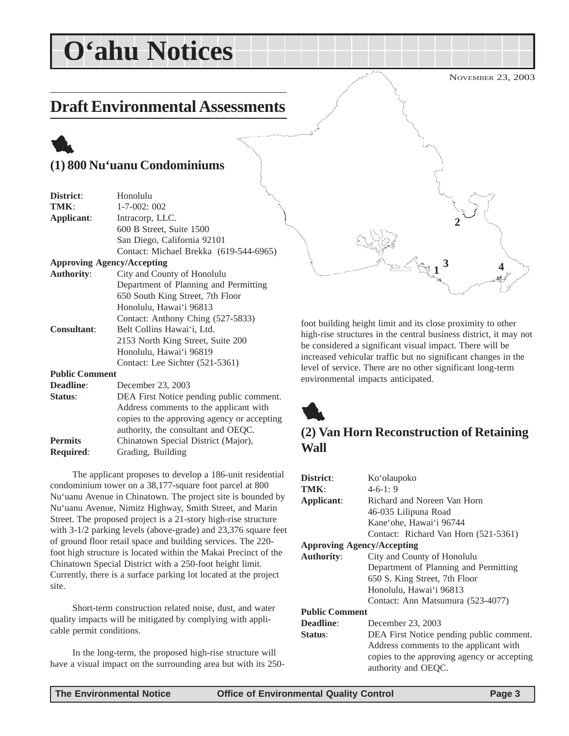# O'ahu Notices

NOVEMBER 23, 2003

## Draft Environmental Assessments

### (1) 800 Nu'uanu Condominiums

**District**: Honolulu
**TMK**: 1-7-002: 002
**Applicant**: Intracorp, LLC.
600 B Street, Suite 1500
San Diego, California 92101
Contact: Michael Brekka (619-544-6965)
**Approving Agency/Accepting Authority**: City and County of Honolulu
Department of Planning and Permitting
650 South King Street, 7th Floor
Honolulu, Hawai'i 96813
Contact: Anthony Ching (527-5833)
**Consultant**: Belt Collins Hawai'i, Ltd.
2153 North King Street, Suite 200
Honolulu, Hawai'i 96819
Contact: Lee Sichter (521-5361)
**Public Comment Deadline**: December 23, 2003
**Status**: DEA First Notice pending public comment. Address comments to the applicant with copies to the approving agency or accepting authority, the consultant and OEQC.
**Permits Required**: Chinatown Special District (Major), Grading, Building

The applicant proposes to develop a 186-unit residential condominium tower on a 38,177-square foot parcel at 800 Nu'uanu Avenue in Chinatown. The project site is bounded by Nu'uanu Avenue, Nimitz Highway, Smith Street, and Marin Street. The proposed project is a 21-story high-rise structure with 3-1/2 parking levels (above-grade) and 23,376 square feet of ground floor retail space and building services. The 220-foot high structure is located within the Makai Precinct of the Chinatown Special District with a 250-foot height limit. Currently, there is a surface parking lot located at the project site.

Short-term construction related noise, dust, and water quality impacts will be mitigated by complying with applicable permit conditions.

In the long-term, the proposed high-rise structure will have a visual impact on the surrounding area but with its 250-foot building height limit and its close proximity to other high-rise structures in the central business district, it may not be considered a significant visual impact. There will be increased vehicular traffic but no significant changes in the level of service. There are no other significant long-term environmental impacts anticipated.

### (2) Van Horn Reconstruction of Retaining Wall

**District**: Ko'olaupoko
**TMK**: 4-6-1: 9
**Applicant**: Richard and Noreen Van Horn
46-035 Lilipuna Road
Kane'ohe, Hawai'i 96744
Contact: Richard Van Horn (521-5361)
**Approving Agency/Accepting Authority**: City and County of Honolulu
Department of Planning and Permitting
650 S. King Street, 7th Floor
Honolulu, Hawai'i 96813
Contact: Ann Matsumura (523-4077)
**Public Comment Deadline**: December 23, 2003
**Status**: DEA First Notice pending public comment. Address comments to the applicant with copies to the approving agency or accepting authority and OEQC.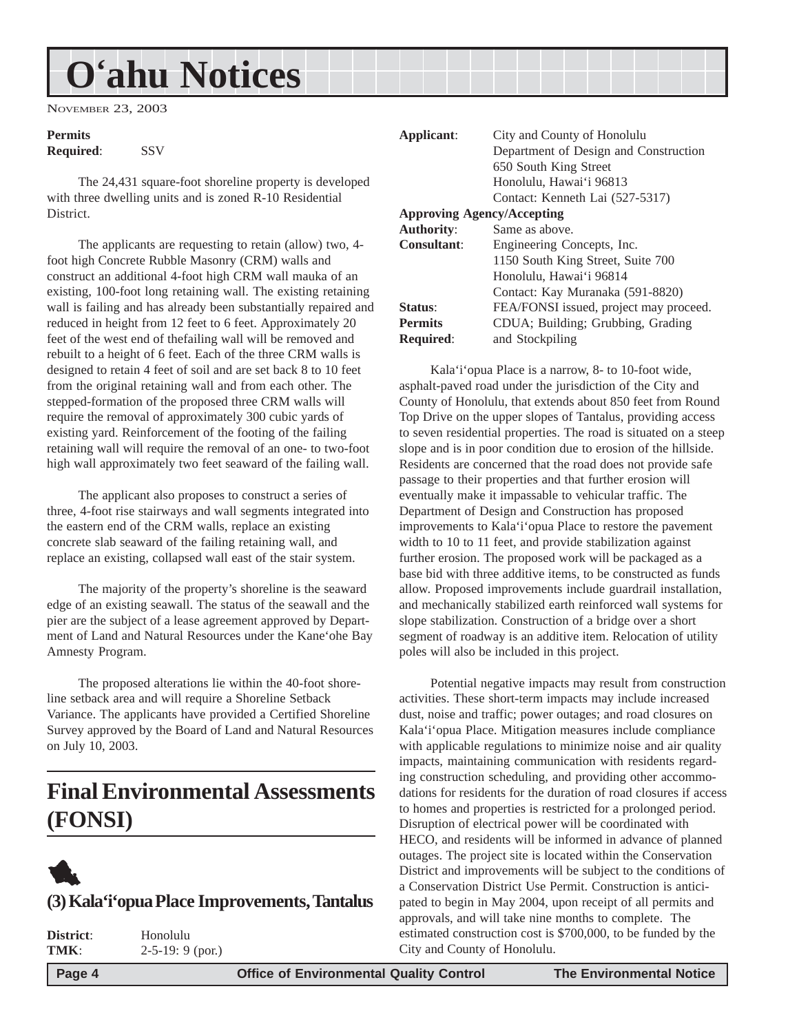**Permits Required**: SSV

The 24,431 square-foot shoreline property is developed with three dwelling units and is zoned R-10 Residential District.

The applicants are requesting to retain (allow) two, 4-foot high Concrete Rubble Masonry (CRM) walls and construct an additional 4-foot high CRM wall mauka of an existing, 100-foot long retaining wall. The existing retaining wall is failing and has already been substantially repaired and reduced in height from 12 feet to 6 feet. Approximately 20 feet of the west end of thefailing wall will be removed and rebuilt to a height of 6 feet. Each of the three CRM walls is designed to retain 4 feet of soil and are set back 8 to 10 feet from the original retaining wall and from each other. The stepped-formation of the proposed three CRM walls will require the removal of approximately 300 cubic yards of existing yard. Reinforcement of the footing of the failing retaining wall will require the removal of an one- to two-foot high wall approximately two feet seaward of the failing wall.

The applicant also proposes to construct a series of three, 4-foot rise stairways and wall segments integrated into the eastern end of the CRM walls, replace an existing concrete slab seaward of the failing retaining wall, and replace an existing, collapsed wall east of the stair system.

The majority of the property's shoreline is the seaward edge of an existing seawall. The status of the seawall and the pier are the subject of a lease agreement approved by Department of Land and Natural Resources under the Kane'ohe Bay Amnesty Program.

The proposed alterations lie within the 40-foot shoreline setback area and will require a Shoreline Setback Variance. The applicants have provided a Certified Shoreline Survey approved by the Board of Land and Natural Resources on July 10, 2003.

# Final Environmental Assessments (FONSI)

## (3) Kala'i'opua Place Improvements, Tantalus

**District**: Honolulu
**TMK**: 2-5-19: 9 (por.)
**Applicant**: City and County of Honolulu
Department of Design and Construction
650 South King Street
Honolulu, Hawai'i 96813
Contact: Kenneth Lai (527-5317)
**Approving Agency/Accepting Authority**: Same as above.
**Consultant**: Engineering Concepts, Inc.
1150 South King Street, Suite 700
Honolulu, Hawai'i 96814
Contact: Kay Muranaka (591-8820)
**Status**: FEA/FONSI issued, project may proceed.
**Permits Required**: CDUA; Building; Grubbing, Grading and Stockpiling

Kala'i'opua Place is a narrow, 8- to 10-foot wide, asphalt-paved road under the jurisdiction of the City and County of Honolulu, that extends about 850 feet from Round Top Drive on the upper slopes of Tantalus, providing access to seven residential properties. The road is situated on a steep slope and is in poor condition due to erosion of the hillside. Residents are concerned that the road does not provide safe passage to their properties and that further erosion will eventually make it impassable to vehicular traffic. The Department of Design and Construction has proposed improvements to Kala'i'opua Place to restore the pavement width to 10 to 11 feet, and provide stabilization against further erosion. The proposed work will be packaged as a base bid with three additive items, to be constructed as funds allow. Proposed improvements include guardrail installation, and mechanically stabilized earth reinforced wall systems for slope stabilization. Construction of a bridge over a short segment of roadway is an additive item. Relocation of utility poles will also be included in this project.

Potential negative impacts may result from construction activities. These short-term impacts may include increased dust, noise and traffic; power outages; and road closures on Kala'i'opua Place. Mitigation measures include compliance with applicable regulations to minimize noise and air quality impacts, maintaining communication with residents regarding construction scheduling, and providing other accommodations for residents for the duration of road closures if access to homes and properties is restricted for a prolonged period. Disruption of electrical power will be coordinated with HECO, and residents will be informed in advance of planned outages. The project site is located within the Conservation District and improvements will be subject to the conditions of a Conservation District Use Permit. Construction is anticipated to begin in May 2004, upon receipt of all permits and approvals, and will take nine months to complete. The estimated construction cost is $700,000, to be funded by the City and County of Honolulu.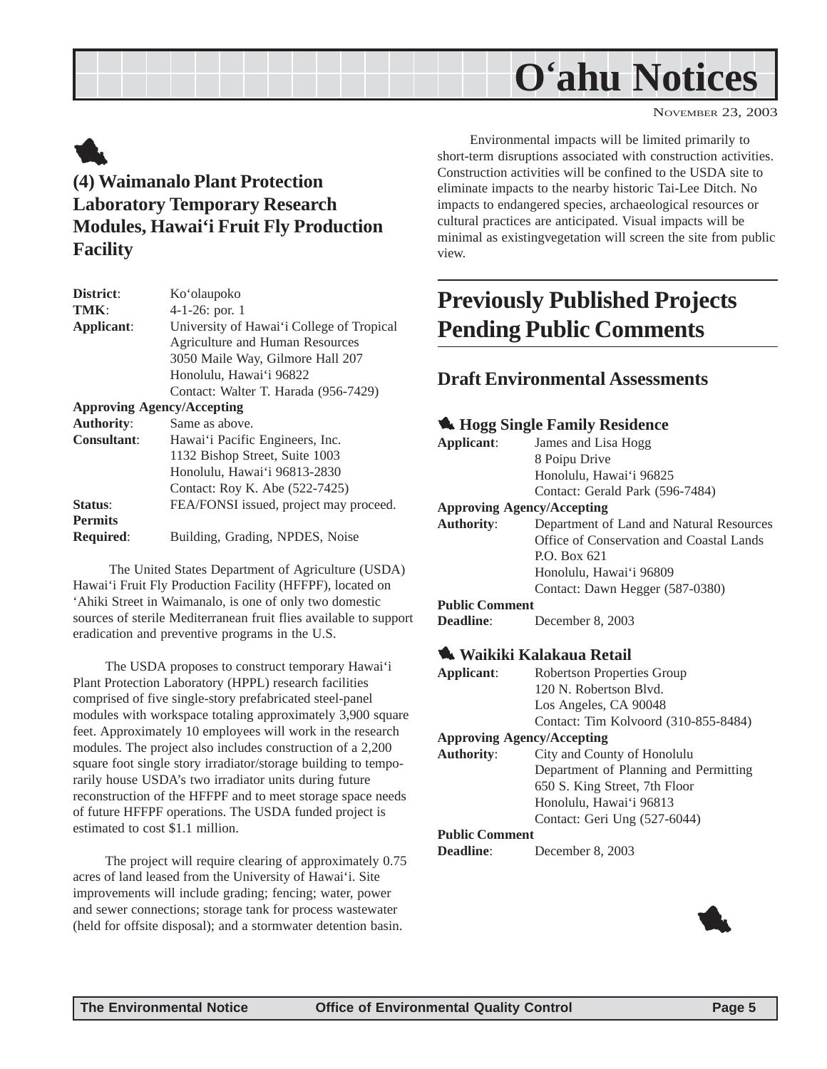# O'ahu Notices

NOVEMBER 23, 2003

## (4) Waimanalo Plant Protection Laboratory Temporary Research Modules, Hawai'i Fruit Fly Production Facility

**District**: Ko'olaupoko
**TMK**: 4-1-26: por. 1
**Applicant**: University of Hawai'i College of Tropical Agriculture and Human Resources
3050 Maile Way, Gilmore Hall 207
Honolulu, Hawai'i 96822
Contact: Walter T. Harada (956-7429)
**Approving Agency/Accepting Authority**: Same as above.
**Consultant**: Hawai'i Pacific Engineers, Inc.
1132 Bishop Street, Suite 1003
Honolulu, Hawai'i 96813-2830
Contact: Roy K. Abe (522-7425)
**Status**: FEA/FONSI issued, project may proceed.
**Permits Required**: Building, Grading, NPDES, Noise

The United States Department of Agriculture (USDA) Hawai'i Fruit Fly Production Facility (HFFPF), located on 'Ahiki Street in Waimanalo, is one of only two domestic sources of sterile Mediterranean fruit flies available to support eradication and preventive programs in the U.S.

The USDA proposes to construct temporary Hawai'i Plant Protection Laboratory (HPPL) research facilities comprised of five single-story prefabricated steel-panel modules with workspace totaling approximately 3,900 square feet. Approximately 10 employees will work in the research modules. The project also includes construction of a 2,200 square foot single story irradiator/storage building to temporarily house USDA's two irradiator units during future reconstruction of the HFFPF and to meet storage space needs of future HFFPF operations. The USDA funded project is estimated to cost $1.1 million.

The project will require clearing of approximately 0.75 acres of land leased from the University of Hawai'i. Site improvements will include grading; fencing; water, power and sewer connections; storage tank for process wastewater (held for offsite disposal); and a stormwater detention basin.

Environmental impacts will be limited primarily to short-term disruptions associated with construction activities. Construction activities will be confined to the USDA site to eliminate impacts to the nearby historic Tai-Lee Ditch. No impacts to endangered species, archaeological resources or cultural practices are anticipated. Visual impacts will be minimal as existingvegetation will screen the site from public view.

## Previously Published Projects Pending Public Comments

### Draft Environmental Assessments

#### Hogg Single Family Residence

**Applicant**: James and Lisa Hogg
8 Poipu Drive
Honolulu, Hawai'i 96825
Contact: Gerald Park (596-7484)
**Approving Agency/Accepting Authority**: Department of Land and Natural Resources
Office of Conservation and Coastal Lands
P.O. Box 621
Honolulu, Hawai'i 96809
Contact: Dawn Hegger (587-0380)
**Public Comment Deadline**: December 8, 2003

#### Waikiki Kalakaua Retail

**Applicant**: Robertson Properties Group
120 N. Robertson Blvd.
Los Angeles, CA 90048
Contact: Tim Kolvoord (310-855-8484)
**Approving Agency/Accepting Authority**: City and County of Honolulu
Department of Planning and Permitting
650 S. King Street, 7th Floor
Honolulu, Hawai'i 96813
Contact: Geri Ung (527-6044)
**Public Comment Deadline**: December 8, 2003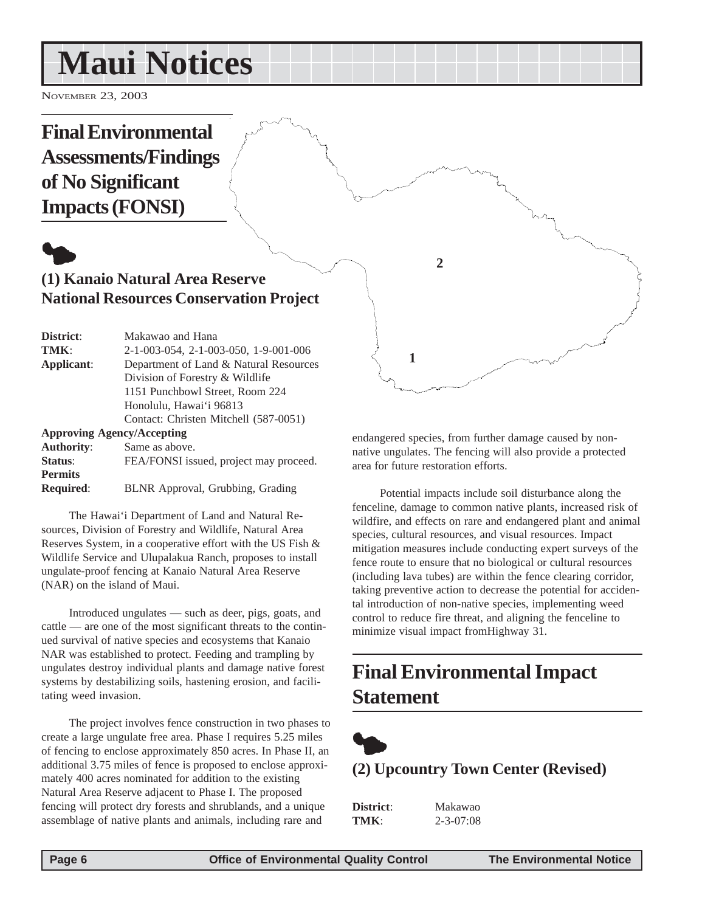# Maui Notices

November 23, 2003

## Final Environmental Assessments/Findings of No Significant Impacts (FONSI)

### (1) Kanaio Natural Area Reserve National Resources Conservation Project

**District**: Makawao and Hana
**TMK**: 2-1-003-054, 2-1-003-050, 1-9-001-006
**Applicant**: Department of Land & Natural Resources
Division of Forestry & Wildlife
1151 Punchbowl Street, Room 224
Honolulu, Hawai'i 96813
Contact: Christen Mitchell (587-0051)
**Approving Agency/Accepting Authority**: Same as above.
**Status**: FEA/FONSI issued, project may proceed.
**Permits Required**: BLNR Approval, Grubbing, Grading

The Hawai'i Department of Land and Natural Resources, Division of Forestry and Wildlife, Natural Area Reserves System, in a cooperative effort with the US Fish & Wildlife Service and Ulupalakua Ranch, proposes to install ungulate-proof fencing at Kanaio Natural Area Reserve (NAR) on the island of Maui.

Introduced ungulates — such as deer, pigs, goats, and cattle — are one of the most significant threats to the continued survival of native species and ecosystems that Kanaio NAR was established to protect. Feeding and trampling by ungulates destroy individual plants and damage native forest systems by destabilizing soils, hastening erosion, and facilitating weed invasion.

The project involves fence construction in two phases to create a large ungulate free area. Phase I requires 5.25 miles of fencing to enclose approximately 850 acres. In Phase II, an additional 3.75 miles of fence is proposed to enclose approximately 400 acres nominated for addition to the existing Natural Area Reserve adjacent to Phase I. The proposed fencing will protect dry forests and shrublands, and a unique assemblage of native plants and animals, including rare and endangered species, from further damage caused by non-native ungulates. The fencing will also provide a protected area for future restoration efforts.

Potential impacts include soil disturbance along the fenceline, damage to common native plants, increased risk of wildfire, and effects on rare and endangered plant and animal species, cultural resources, and visual resources. Impact mitigation measures include conducting expert surveys of the fence route to ensure that no biological or cultural resources (including lava tubes) are within the fence clearing corridor, taking preventive action to decrease the potential for accidental introduction of non-native species, implementing weed control to reduce fire threat, and aligning the fenceline to minimize visual impact fromHighway 31.

## Final Environmental Impact Statement

### (2) Upcountry Town Center (Revised)

**District**: Makawao
**TMK**: 2-3-07:08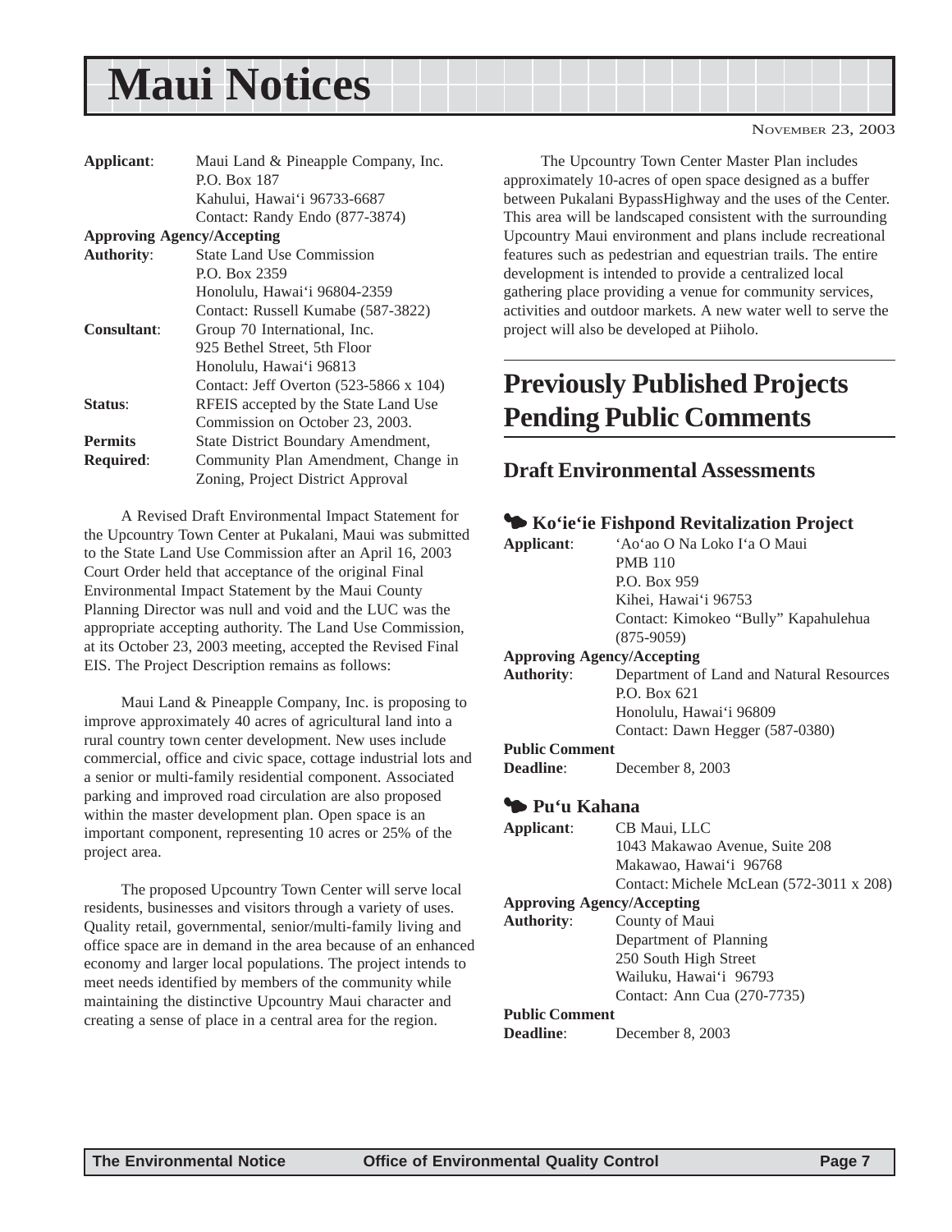# Maui Notices

| | |
|---|---|
| **Applicant**: | Maui Land & Pineapple Company, Inc.<br>P.O. Box 187<br>Kahului, Hawai'i 96733-6687<br>Contact: Randy Endo (877-3874) |
| **Approving Agency/Accepting Authority**: | State Land Use Commission<br>P.O. Box 2359<br>Honolulu, Hawai'i 96804-2359<br>Contact: Russell Kumabe (587-3822) |
| **Consultant**: | Group 70 International, Inc.<br>925 Bethel Street, 5th Floor<br>Honolulu, Hawai'i 96813<br>Contact: Jeff Overton (523-5866 x 104) |
| **Status**: | RFEIS accepted by the State Land Use Commission on October 23, 2003. |
| **Permits Required**: | State District Boundary Amendment, Community Plan Amendment, Change in Zoning, Project District Approval |

A Revised Draft Environmental Impact Statement for the Upcountry Town Center at Pukalani, Maui was submitted to the State Land Use Commission after an April 16, 2003 Court Order held that acceptance of the original Final Environmental Impact Statement by the Maui County Planning Director was null and void and the LUC was the appropriate accepting authority. The Land Use Commission, at its October 23, 2003 meeting, accepted the Revised Final EIS. The Project Description remains as follows:

Maui Land & Pineapple Company, Inc. is proposing to improve approximately 40 acres of agricultural land into a rural country town center development. New uses include commercial, office and civic space, cottage industrial lots and a senior or multi-family residential component. Associated parking and improved road circulation are also proposed within the master development plan. Open space is an important component, representing 10 acres or 25% of the project area.

The proposed Upcountry Town Center will serve local residents, businesses and visitors through a variety of uses. Quality retail, governmental, senior/multi-family living and office space are in demand in the area because of an enhanced economy and larger local populations. The project intends to meet needs identified by members of the community while maintaining the distinctive Upcountry Maui character and creating a sense of place in a central area for the region.

The Upcountry Town Center Master Plan includes approximately 10-acres of open space designed as a buffer between Pukalani BypassHighway and the uses of the Center. This area will be landscaped consistent with the surrounding Upcountry Maui environment and plans include recreational features such as pedestrian and equestrian trails. The entire development is intended to provide a centralized local gathering place providing a venue for community services, activities and outdoor markets. A new water well to serve the project will also be developed at Piiholo.

## Previously Published Projects Pending Public Comments

### Draft Environmental Assessments

#### Ko'ie'ie Fishpond Revitalization Project

| | |
|---|---|
| **Applicant**: | 'Ao'ao O Na Loko I'a O Maui<br>PMB 110<br>P.O. Box 959<br>Kihei, Hawai'i 96753<br>Contact: Kimokeo "Bully" Kapahulehua (875-9059) |
| **Approving Agency/Accepting Authority**: | Department of Land and Natural Resources<br>P.O. Box 621<br>Honolulu, Hawai'i 96809<br>Contact: Dawn Hegger (587-0380) |
| **Public Comment Deadline**: | December 8, 2003 |

#### Pu'u Kahana

| | |
|---|---|
| **Applicant**: | CB Maui, LLC<br>1043 Makawao Avenue, Suite 208<br>Makawao, Hawai'i 96768<br>Contact: Michele McLean (572-3011 x 208) |
| **Approving Agency/Accepting Authority**: | County of Maui<br>Department of Planning<br>250 South High Street<br>Wailuku, Hawai'i 96793<br>Contact: Ann Cua (270-7735) |
| **Public Comment Deadline**: | December 8, 2003 |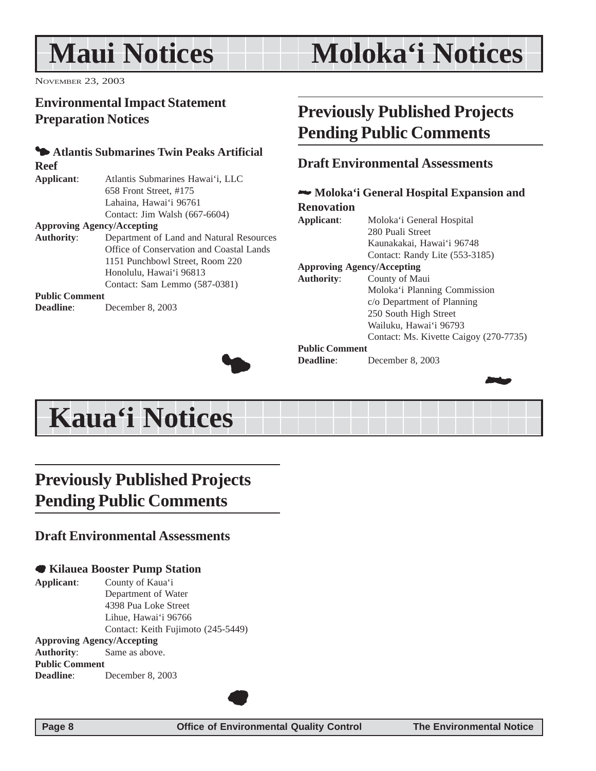# Maui Notices

November 23, 2003

## Environmental Impact Statement Preparation Notices

### Atlantis Submarines Twin Peaks Artificial Reef

**Applicant**: Atlantis Submarines Hawai'i, LLC
658 Front Street, #175
Lahaina, Hawai'i 96761
Contact: Jim Walsh (667-6604)

**Approving Agency/Accepting Authority**: Department of Land and Natural Resources
Office of Conservation and Coastal Lands
1151 Punchbowl Street, Room 220
Honolulu, Hawai'i 96813
Contact: Sam Lemmo (587-0381)

**Public Comment Deadline**: December 8, 2003

# Moloka'i Notices

## Previously Published Projects Pending Public Comments

### Draft Environmental Assessments

#### Moloka'i General Hospital Expansion and Renovation

**Applicant**: Moloka'i General Hospital
280 Puali Street
Kaunakakai, Hawai'i 96748
Contact: Randy Lite (553-3185)

**Approving Agency/Accepting Authority**: County of Maui
Moloka'i Planning Commission
c/o Department of Planning
250 South High Street
Wailuku, Hawai'i 96793
Contact: Ms. Kivette Caigoy (270-7735)

**Public Comment Deadline**: December 8, 2003

# Kaua'i Notices

## Previously Published Projects Pending Public Comments

### Draft Environmental Assessments

#### Kilauea Booster Pump Station

**Applicant**: County of Kaua'i
Department of Water
4398 Pua Loke Street
Lihue, Hawai'i 96766
Contact: Keith Fujimoto (245-5449)

**Approving Agency/Accepting Authority**: Same as above.

**Public Comment Deadline**: December 8, 2003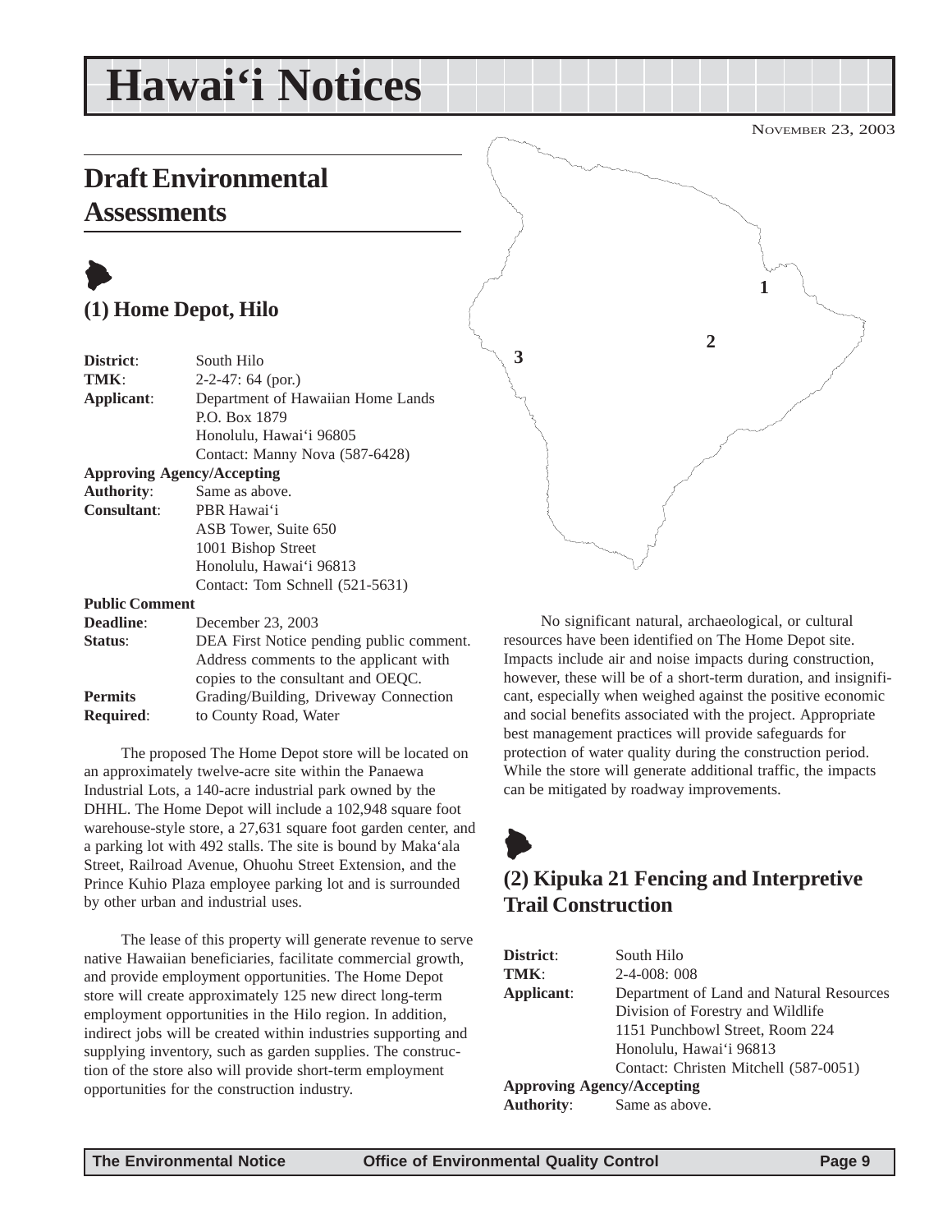# Hawai'i Notices

NOVEMBER 23, 2003

## Draft Environmental Assessments

### (1) Home Depot, Hilo

| | |
|---|---|
| **District**: | South Hilo |
| **TMK**: | 2-2-47: 64 (por.) |
| **Applicant**: | Department of Hawaiian Home Lands<br>P.O. Box 1879<br>Honolulu, Hawai'i 96805<br>Contact: Manny Nova (587-6428) |
| **Approving Agency/Accepting Authority**: | Same as above. |
| **Consultant**: | PBR Hawai'i<br>ASB Tower, Suite 650<br>1001 Bishop Street<br>Honolulu, Hawai'i 96813<br>Contact: Tom Schnell (521-5631) |
| **Public Comment Deadline**: | December 23, 2003 |
| **Status**: | DEA First Notice pending public comment. Address comments to the applicant with copies to the consultant and OEQC. |
| **Permits Required**: | Grading/Building, Driveway Connection to County Road, Water |

The proposed The Home Depot store will be located on an approximately twelve-acre site within the Panaewa Industrial Lots, a 140-acre industrial park owned by the DHHL. The Home Depot will include a 102,948 square foot warehouse-style store, a 27,631 square foot garden center, and a parking lot with 492 stalls. The site is bound by Maka'ala Street, Railroad Avenue, Ohuohu Street Extension, and the Prince Kuhio Plaza employee parking lot and is surrounded by other urban and industrial uses.

The lease of this property will generate revenue to serve native Hawaiian beneficiaries, facilitate commercial growth, and provide employment opportunities. The Home Depot store will create approximately 125 new direct long-term employment opportunities in the Hilo region. In addition, indirect jobs will be created within industries supporting and supplying inventory, such as garden supplies. The construction of the store also will provide short-term employment opportunities for the construction industry.

No significant natural, archaeological, or cultural resources have been identified on The Home Depot site. Impacts include air and noise impacts during construction, however, these will be of a short-term duration, and insignificant, especially when weighed against the positive economic and social benefits associated with the project. Appropriate best management practices will provide safeguards for protection of water quality during the construction period. While the store will generate additional traffic, the impacts can be mitigated by roadway improvements.

### (2) Kipuka 21 Fencing and Interpretive Trail Construction

| | |
|---|---|
| **District**: | South Hilo |
| **TMK**: | 2-4-008: 008 |
| **Applicant**: | Department of Land and Natural Resources<br>Division of Forestry and Wildlife<br>1151 Punchbowl Street, Room 224<br>Honolulu, Hawai'i 96813<br>Contact: Christen Mitchell (587-0051) |
| **Approving Agency/Accepting Authority**: | Same as above. |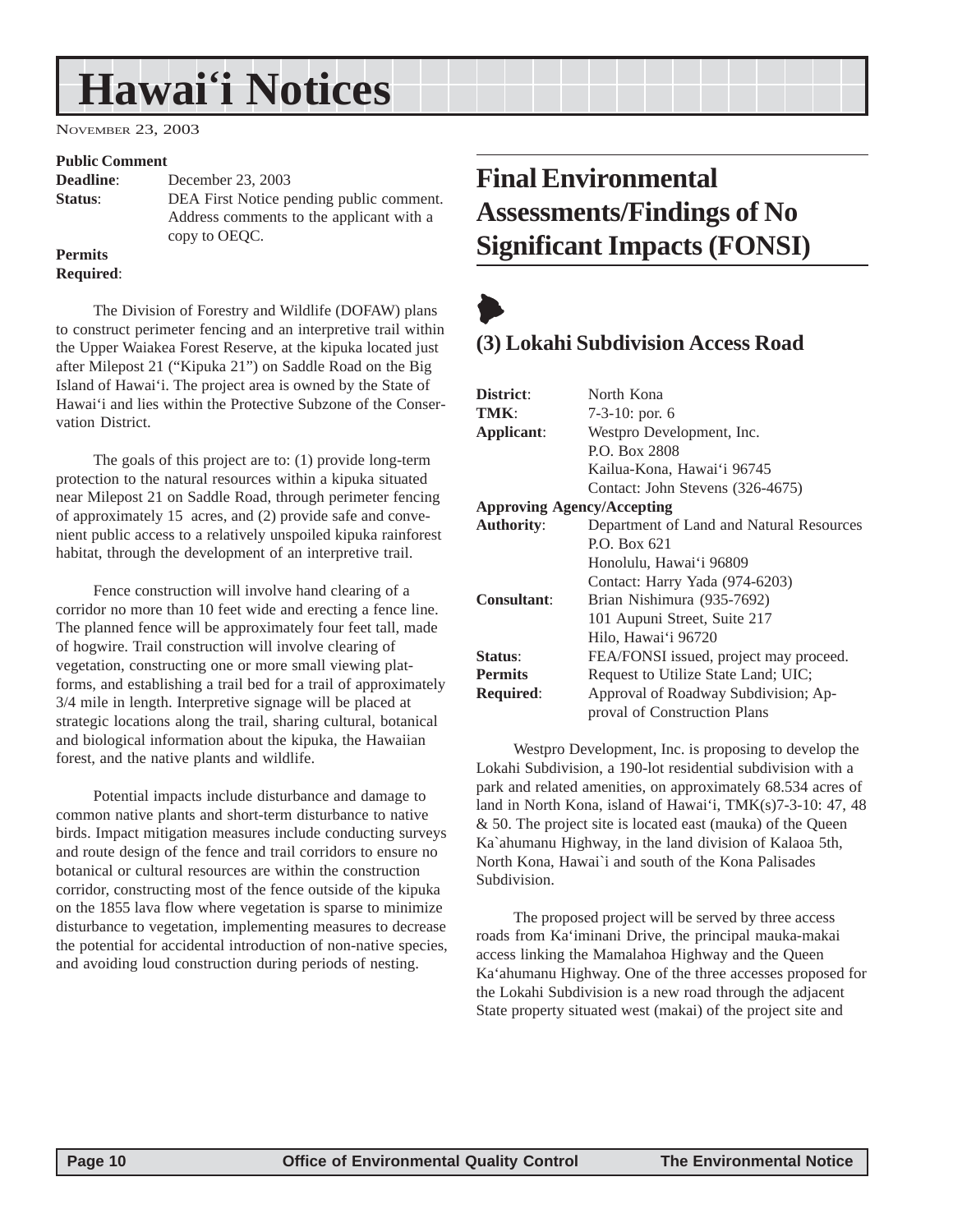**Public Comment**
**Deadline**: December 23, 2003
**Status**: DEA First Notice pending public comment. Address comments to the applicant with a copy to OEQC.
**Permits Required**:

The Division of Forestry and Wildlife (DOFAW) plans to construct perimeter fencing and an interpretive trail within the Upper Waiakea Forest Reserve, at the kipuka located just after Milepost 21 ("Kipuka 21") on Saddle Road on the Big Island of Hawai'i. The project area is owned by the State of Hawai'i and lies within the Protective Subzone of the Conservation District.

The goals of this project are to: (1) provide long-term protection to the natural resources within a kipuka situated near Milepost 21 on Saddle Road, through perimeter fencing of approximately 15 acres, and (2) provide safe and convenient public access to a relatively unspoiled kipuka rainforest habitat, through the development of an interpretive trail.

Fence construction will involve hand clearing of a corridor no more than 10 feet wide and erecting a fence line. The planned fence will be approximately four feet tall, made of hogwire. Trail construction will involve clearing of vegetation, constructing one or more small viewing platforms, and establishing a trail bed for a trail of approximately 3/4 mile in length. Interpretive signage will be placed at strategic locations along the trail, sharing cultural, botanical and biological information about the kipuka, the Hawaiian forest, and the native plants and wildlife.

Potential impacts include disturbance and damage to common native plants and short-term disturbance to native birds. Impact mitigation measures include conducting surveys and route design of the fence and trail corridors to ensure no botanical or cultural resources are within the construction corridor, constructing most of the fence outside of the kipuka on the 1855 lava flow where vegetation is sparse to minimize disturbance to vegetation, implementing measures to decrease the potential for accidental introduction of non-native species, and avoiding loud construction during periods of nesting.

# Final Environmental Assessments/Findings of No Significant Impacts (FONSI)

## (3) Lokahi Subdivision Access Road

**District**: North Kona
**TMK**: 7-3-10: por. 6
**Applicant**: Westpro Development, Inc.
P.O. Box 2808
Kailua-Kona, Hawai'i 96745
Contact: John Stevens (326-4675)
**Approving Agency/Accepting Authority**: Department of Land and Natural Resources
P.O. Box 621
Honolulu, Hawai'i 96809
Contact: Harry Yada (974-6203)
**Consultant**: Brian Nishimura (935-7692)
101 Aupuni Street, Suite 217
Hilo, Hawai'i 96720
**Status**: FEA/FONSI issued, project may proceed.
**Permits Required**: Request to Utilize State Land; UIC; Approval of Roadway Subdivision; Approval of Construction Plans

Westpro Development, Inc. is proposing to develop the Lokahi Subdivision, a 190-lot residential subdivision with a park and related amenities, on approximately 68.534 acres of land in North Kona, island of Hawai'i, TMK(s)7-3-10: 47, 48 & 50. The project site is located east (mauka) of the Queen Ka`ahumanu Highway, in the land division of Kalaoa 5th, North Kona, Hawai`i and south of the Kona Palisades Subdivision.

The proposed project will be served by three access roads from Ka'iminani Drive, the principal mauka-makai access linking the Mamalahoa Highway and the Queen Ka'ahumanu Highway. One of the three accesses proposed for the Lokahi Subdivision is a new road through the adjacent State property situated west (makai) of the project site and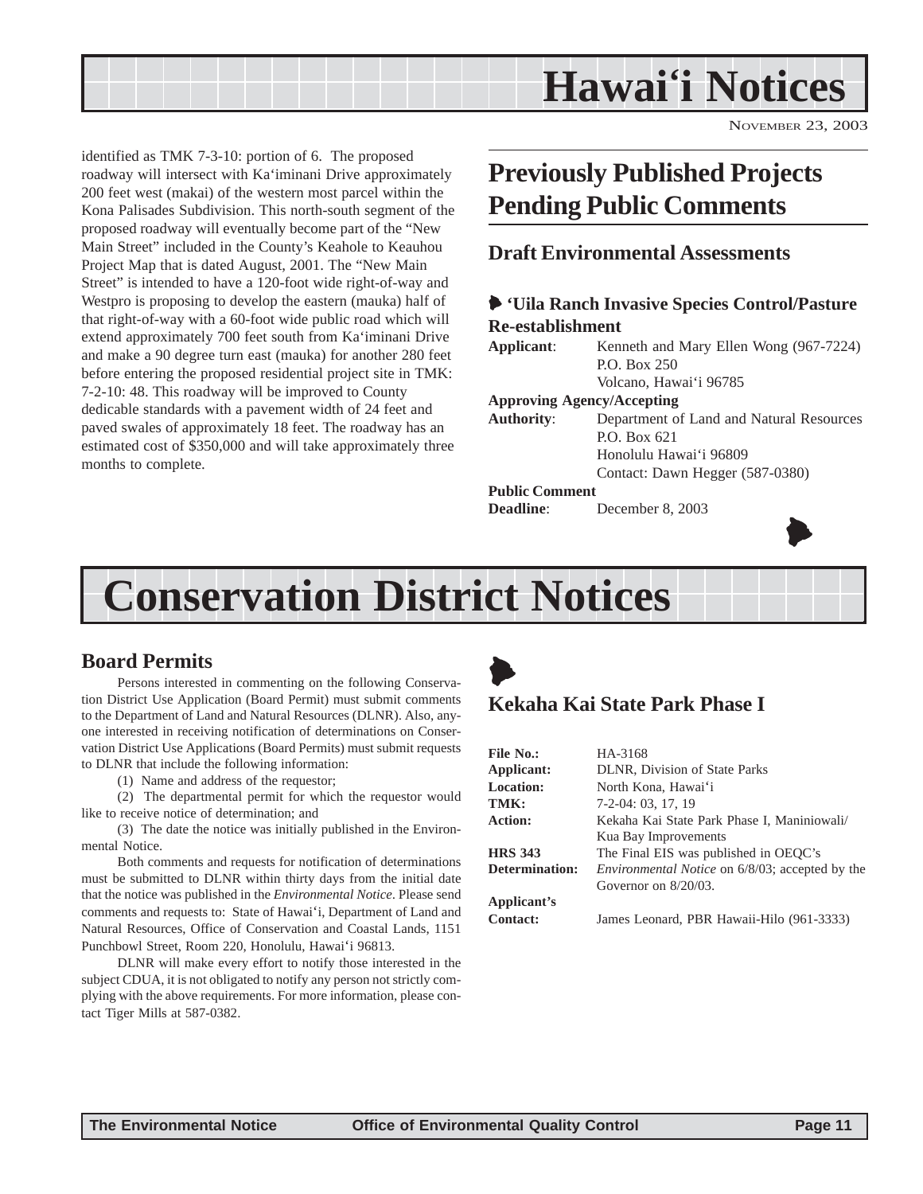# Hawai'i Notices

NOVEMBER 23, 2003

identified as TMK 7-3-10: portion of 6. The proposed roadway will intersect with Ka'iminani Drive approximately 200 feet west (makai) of the western most parcel within the Kona Palisades Subdivision. This north-south segment of the proposed roadway will eventually become part of the "New Main Street" included in the County's Keahole to Keauhou Project Map that is dated August, 2001. The "New Main Street" is intended to have a 120-foot wide right-of-way and Westpro is proposing to develop the eastern (mauka) half of that right-of-way with a 60-foot wide public road which will extend approximately 700 feet south from Ka'iminani Drive and make a 90 degree turn east (mauka) for another 280 feet before entering the proposed residential project site in TMK: 7-2-10: 48. This roadway will be improved to County dedicable standards with a pavement width of 24 feet and paved swales of approximately 18 feet. The roadway has an estimated cost of $350,000 and will take approximately three months to complete.

## Previously Published Projects Pending Public Comments

### Draft Environmental Assessments

#### 'Uila Ranch Invasive Species Control/Pasture Re-establishment

**Applicant**: Kenneth and Mary Ellen Wong (967-7224)
P.O. Box 250
Volcano, Hawai'i 96785

**Approving Agency/Accepting Authority**: Department of Land and Natural Resources
P.O. Box 621
Honolulu Hawai'i 96809
Contact: Dawn Hegger (587-0380)

**Public Comment Deadline**: December 8, 2003

# Conservation District Notices

## Board Permits

Persons interested in commenting on the following Conservation District Use Application (Board Permit) must submit comments to the Department of Land and Natural Resources (DLNR). Also, anyone interested in receiving notification of determinations on Conservation District Use Applications (Board Permits) must submit requests to DLNR that include the following information:

(1) Name and address of the requestor;

(2) The departmental permit for which the requestor would like to receive notice of determination; and

(3) The date the notice was initially published in the Environmental Notice.

Both comments and requests for notification of determinations must be submitted to DLNR within thirty days from the initial date that the notice was published in the *Environmental Notice*. Please send comments and requests to: State of Hawai'i, Department of Land and Natural Resources, Office of Conservation and Coastal Lands, 1151 Punchbowl Street, Room 220, Honolulu, Hawai'i 96813.

DLNR will make every effort to notify those interested in the subject CDUA, it is not obligated to notify any person not strictly complying with the above requirements. For more information, please contact Tiger Mills at 587-0382.

## Kekaha Kai State Park Phase I

**File No.:** HA-3168

**Applicant:** DLNR, Division of State Parks

**Location:** North Kona, Hawai'i

**TMK:** 7-2-04: 03, 17, 19

**Action:** Kekaha Kai State Park Phase I, Maniniowali/ Kua Bay Improvements

**HRS 343 Determination:** The Final EIS was published in OEQC's *Environmental Notice* on 6/8/03; accepted by the Governor on 8/20/03.

**Applicant's Contact:** James Leonard, PBR Hawaii-Hilo (961-3333)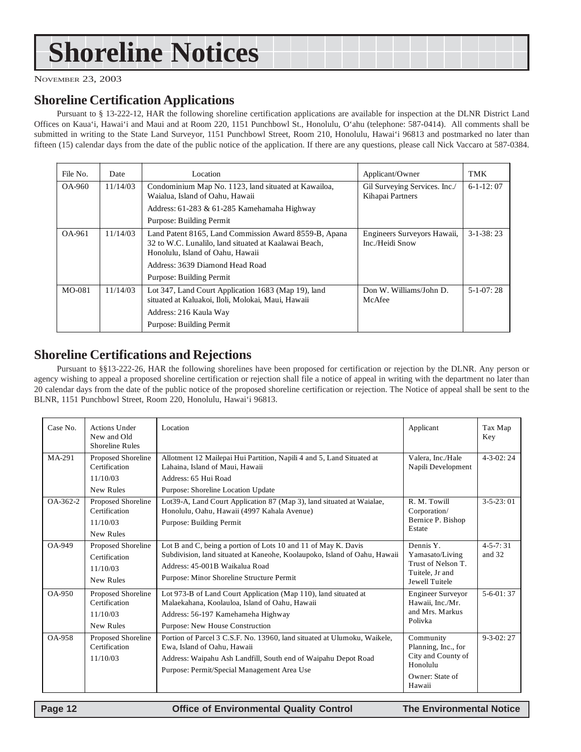# Shoreline Notices

NOVEMBER 23, 2003

## Shoreline Certification Applications

Pursuant to § 13-222-12, HAR the following shoreline certification applications are available for inspection at the DLNR District Land Offices on Kaua'i, Hawai'i and Maui and at Room 220, 1151 Punchbowl St., Honolulu, O'ahu (telephone: 587-0414). All comments shall be submitted in writing to the State Land Surveyor, 1151 Punchbowl Street, Room 210, Honolulu, Hawai'i 96813 and postmarked no later than fifteen (15) calendar days from the date of the public notice of the application. If there are any questions, please call Nick Vaccaro at 587-0384.

| File No. | Date | Location | Applicant/Owner | TMK |
|---|---|---|---|---|
| OA-960 | 11/14/03 | Condominium Map No. 1123, land situated at Kawailoa, Waialua, Island of Oahu, Hawaii<br>Address: 61-283 & 61-285 Kamehamaha Highway<br>Purpose: Building Permit | Gil Surveying Services. Inc./ Kihapai Partners | 6-1-12: 07 |
| OA-961 | 11/14/03 | Land Patent 8165, Land Commission Award 8559-B, Apana 32 to W.C. Lunalilo, land situated at Kaalawai Beach, Honolulu, Island of Oahu, Hawaii<br>Address: 3639 Diamond Head Road<br>Purpose: Building Permit | Engineers Surveyors Hawaii, Inc./Heidi Snow | 3-1-38: 23 |
| MO-081 | 11/14/03 | Lot 347, Land Court Application 1683 (Map 19), land situated at Kaluakoi, Iloli, Molokai, Maui, Hawaii<br>Address: 216 Kaula Way<br>Purpose: Building Permit | Don W. Williams/John D. McAfee | 5-1-07: 28 |

## Shoreline Certifications and Rejections

Pursuant to §§13-222-26, HAR the following shorelines have been proposed for certification or rejection by the DLNR. Any person or agency wishing to appeal a proposed shoreline certification or rejection shall file a notice of appeal in writing with the department no later than 20 calendar days from the date of the public notice of the proposed shoreline certification or rejection. The Notice of appeal shall be sent to the BLNR, 1151 Punchbowl Street, Room 220, Honolulu, Hawai'i 96813.

| Case No. | Actions Under New and Old Shoreline Rules | Location | Applicant | Tax Map Key |
|---|---|---|---|---|
| MA-291 | Proposed Shoreline Certification<br>11/10/03<br>New Rules | Allotment 12 Mailepai Hui Partition, Napili 4 and 5, Land Situated at Lahaina, Island of Maui, Hawaii<br>Address: 65 Hui Road<br>Purpose: Shoreline Location Update | Valera, Inc./Hale Napili Development | 4-3-02: 24 |
| OA-362-2 | Proposed Shoreline Certification<br>11/10/03<br>New Rules | Lot39-A, Land Court Application 87 (Map 3), land situated at Waialae, Honolulu, Oahu, Hawaii (4997 Kahala Avenue)<br>Purpose: Building Permit | R. M. Towill Corporation/ Bernice P. Bishop Estate | 3-5-23: 01 |
| OA-949 | Proposed Shoreline Certification<br>11/10/03<br>New Rules | Lot B and C, being a portion of Lots 10 and 11 of May K. Davis Subdivision, land situated at Kaneohe, Koolaupoko, Island of Oahu, Hawaii<br>Address: 45-001B Waikalua Road<br>Purpose: Minor Shoreline Structure Permit | Dennis Y. Yamasato/Living Trust of Nelson T. Tuitele, Jr and Jewell Tuitele | 4-5-7: 31 and 32 |
| OA-950 | Proposed Shoreline Certification<br>11/10/03<br>New Rules | Lot 973-B of Land Court Application (Map 110), land situated at Malaekahana, Koolauloa, Island of Oahu, Hawaii<br>Address: 56-197 Kamehameha Highway<br>Purpose: New House Construction | Engineer Surveyor Hawaii, Inc./Mr. and Mrs. Markus Polivka | 5-6-01: 37 |
| OA-958 | Proposed Shoreline Certification<br>11/10/03 | Portion of Parcel 3 C.S.F. No. 13960, land situated at Ulumoku, Waikele, Ewa, Island of Oahu, Hawaii<br>Address: Waipahu Ash Landfill, South end of Waipahu Depot Road<br>Purpose: Permit/Special Management Area Use | Community Planning, Inc., for City and County of Honolulu<br>Owner: State of Hawaii | 9-3-02: 27 |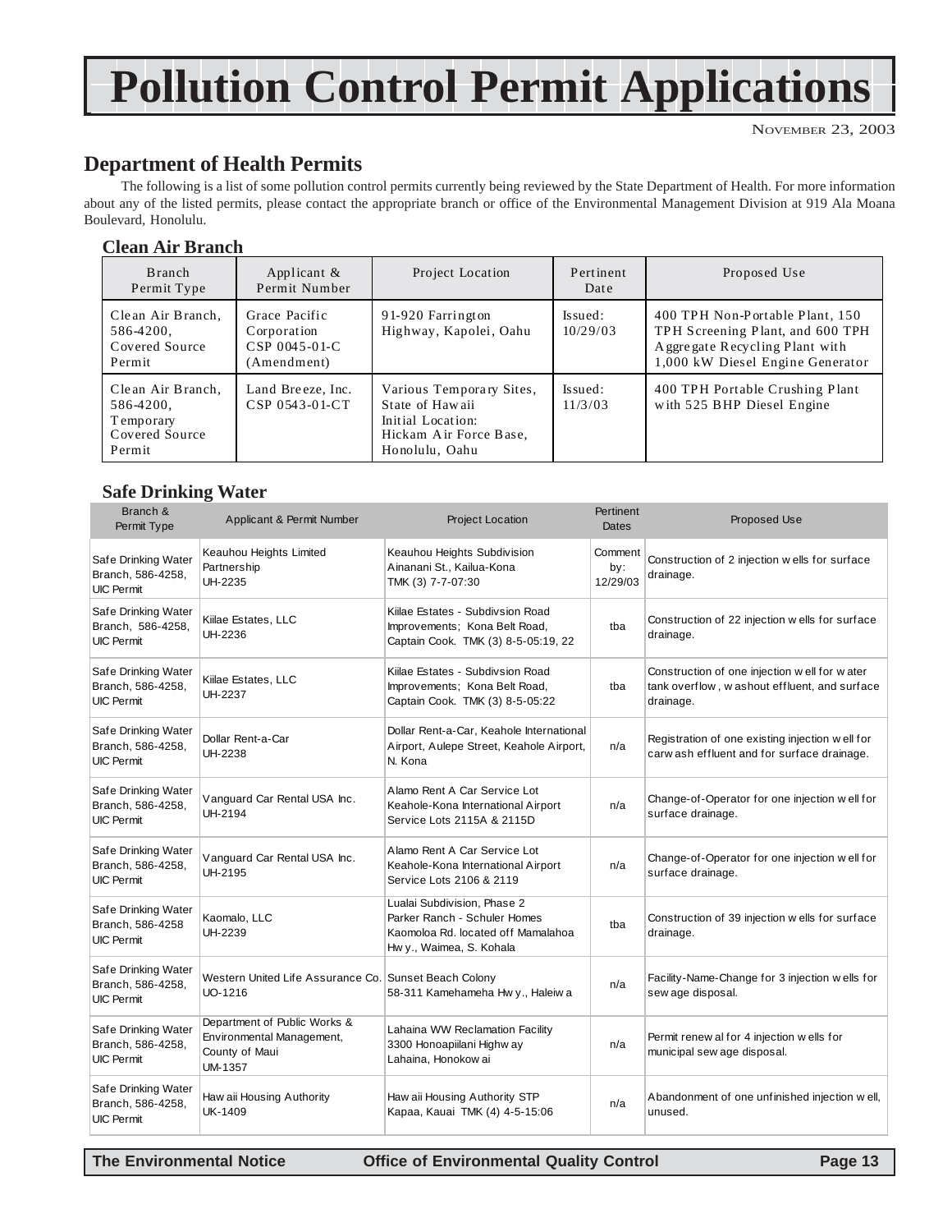# Pollution Control Permit Applications

November 23, 2003

## Department of Health Permits

The following is a list of some pollution control permits currently being reviewed by the State Department of Health. For more information about any of the listed permits, please contact the appropriate branch or office of the Environmental Management Division at 919 Ala Moana Boulevard, Honolulu.

### Clean Air Branch

| Branch Permit Type | Applicant & Permit Number | Project Location | Pertinent Date | Proposed Use |
|---|---|---|---|---|
| Clean Air Branch, 586-4200, Covered Source Permit | Grace Pacific Corporation CSP 0045-01-C (Amendment) | 91-920 Farrington Highway, Kapolei, Oahu | Issued: 10/29/03 | 400 TPH Non-Portable Plant, 150 TPH Screening Plant, and 600 TPH Aggregate Recycling Plant with 1,000 kW Diesel Engine Generator |
| Clean Air Branch, 586-4200, Temporary Covered Source Permit | Land Breeze, Inc. CSP 0543-01-CT | Various Temporary Sites, State of Hawaii Initial Location: Hickam Air Force Base, Honolulu, Oahu | Issued: 11/3/03 | 400 TPH Portable Crushing Plant with 525 BHP Diesel Engine |

### Safe Drinking Water

| Branch & Permit Type | Applicant & Permit Number | Project Location | Pertinent Dates | Proposed Use |
|---|---|---|---|---|
| Safe Drinking Water Branch, 586-4258, UIC Permit | Keauhou Heights Limited Partnership UH-2235 | Keauhou Heights Subdivision Ainanani St., Kailua-Kona TMK (3) 7-7-07:30 | Comment by: 12/29/03 | Construction of 2 injection wells for surface drainage. |
| Safe Drinking Water Branch, 586-4258, UIC Permit | Kiilae Estates, LLC UH-2236 | Kiilae Estates - Subdivsion Road Improvements; Kona Belt Road, Captain Cook. TMK (3) 8-5-05:19, 22 | tba | Construction of 22 injection wells for surface drainage. |
| Safe Drinking Water Branch, 586-4258, UIC Permit | Kiilae Estates, LLC UH-2237 | Kiilae Estates - Subdivsion Road Improvements; Kona Belt Road, Captain Cook. TMK (3) 8-5-05:22 | tba | Construction of one injection well for water tank overflow, washout effluent, and surface drainage. |
| Safe Drinking Water Branch, 586-4258, UIC Permit | Dollar Rent-a-Car UH-2238 | Dollar Rent-a-Car, Keahole International Airport, Aulepe Street, Keahole Airport, N. Kona | n/a | Registration of one existing injection well for carwash effluent and for surface drainage. |
| Safe Drinking Water Branch, 586-4258, UIC Permit | Vanguard Car Rental USA Inc. UH-2194 | Alamo Rent A Car Service Lot Keahole-Kona International Airport Service Lots 2115A & 2115D | n/a | Change-of-Operator for one injection well for surface drainage. |
| Safe Drinking Water Branch, 586-4258, UIC Permit | Vanguard Car Rental USA Inc. UH-2195 | Alamo Rent A Car Service Lot Keahole-Kona International Airport Service Lots 2106 & 2119 | n/a | Change-of-Operator for one injection well for surface drainage. |
| Safe Drinking Water Branch, 586-4258 UIC Permit | Kaomalo, LLC UH-2239 | Lualai Subdivision, Phase 2 Parker Ranch - Schuler Homes Kaomoloa Rd. located off Mamalahoa Hwy., Waimea, S. Kohala | tba | Construction of 39 injection wells for surface drainage. |
| Safe Drinking Water Branch, 586-4258, UIC Permit | Western United Life Assurance Co. UO-1216 | Sunset Beach Colony 58-311 Kamehameha Hwy., Haleiwa | n/a | Facility-Name-Change for 3 injection wells for sewage disposal. |
| Safe Drinking Water Branch, 586-4258, UIC Permit | Department of Public Works & Environmental Management, County of Maui UM-1357 | Lahaina WW Reclamation Facility 3300 Honoapiilani Highway Lahaina, Honokowai | n/a | Permit renewal for 4 injection wells for municipal sewage disposal. |
| Safe Drinking Water Branch, 586-4258, UIC Permit | Hawaii Housing Authority UK-1409 | Hawaii Housing Authority STP Kapaa, Kauai TMK (4) 4-5-15:06 | n/a | Abandonment of one unfinished injection well, unused. |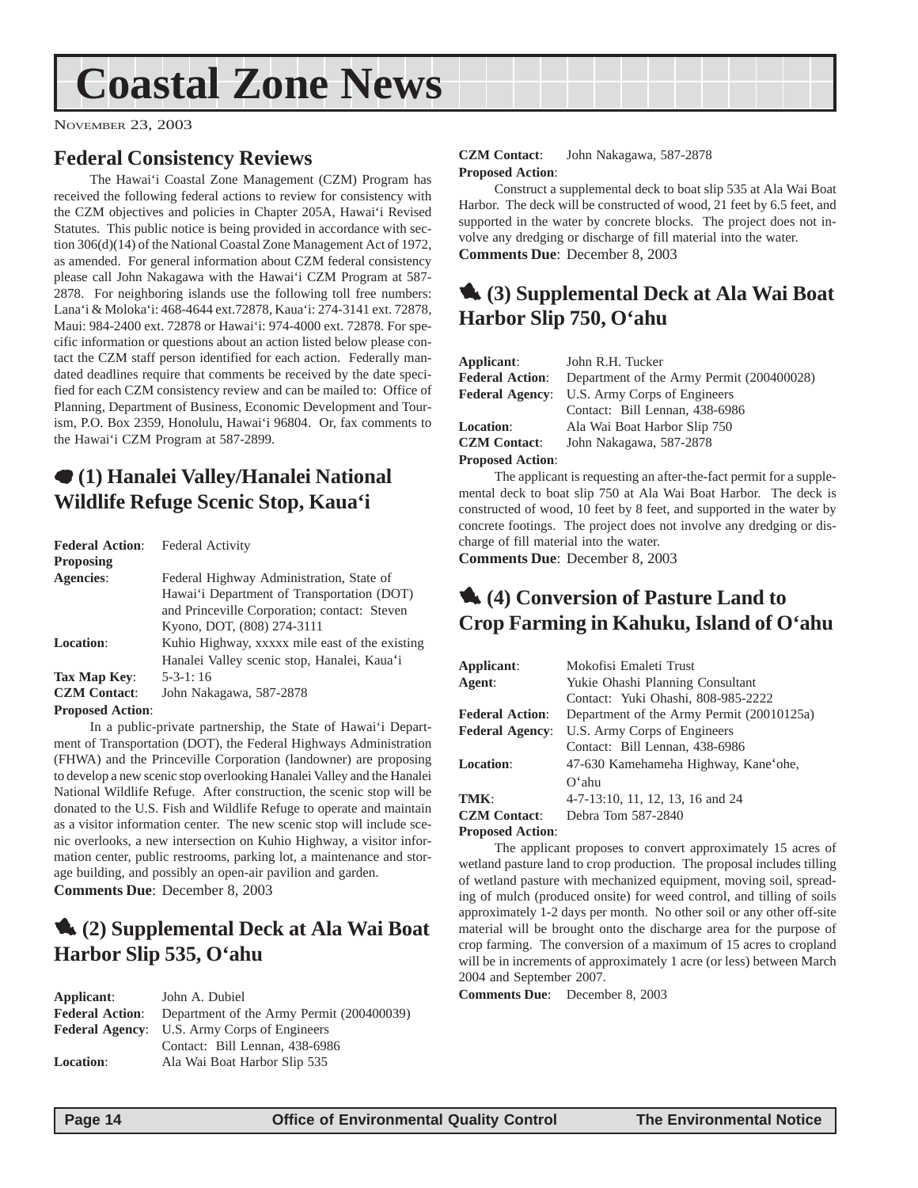# Coastal Zone News

NOVEMBER 23, 2003

## Federal Consistency Reviews

The Hawai'i Coastal Zone Management (CZM) Program has received the following federal actions to review for consistency with the CZM objectives and policies in Chapter 205A, Hawai'i Revised Statutes. This public notice is being provided in accordance with section 306(d)(14) of the National Coastal Zone Management Act of 1972, as amended. For general information about CZM federal consistency please call John Nakagawa with the Hawai'i CZM Program at 587-2878. For neighboring islands use the following toll free numbers: Lana'i & Moloka'i: 468-4644 ext.72878, Kaua'i: 274-3141 ext. 72878, Maui: 984-2400 ext. 72878 or Hawai'i: 974-4000 ext. 72878. For specific information or questions about an action listed below please contact the CZM staff person identified for each action. Federally mandated deadlines require that comments be received by the date specified for each CZM consistency review and can be mailed to: Office of Planning, Department of Business, Economic Development and Tourism, P.O. Box 2359, Honolulu, Hawai'i 96804. Or, fax comments to the Hawai'i CZM Program at 587-2899.

## (1) Hanalei Valley/Hanalei National Wildlife Refuge Scenic Stop, Kaua'i

**Federal Action**: Federal Activity
**Proposing Agencies**: Federal Highway Administration, State of Hawai'i Department of Transportation (DOT) and Princeville Corporation; contact: Steven Kyono, DOT, (808) 274-3111
**Location**: Kuhio Highway, xxxxx mile east of the existing Hanalei Valley scenic stop, Hanalei, Kaua'i
**Tax Map Key**: 5-3-1: 16
**CZM Contact**: John Nakagawa, 587-2878
**Proposed Action**:

In a public-private partnership, the State of Hawai'i Department of Transportation (DOT), the Federal Highways Administration (FHWA) and the Princeville Corporation (landowner) are proposing to develop a new scenic stop overlooking Hanalei Valley and the Hanalei National Wildlife Refuge. After construction, the scenic stop will be donated to the U.S. Fish and Wildlife Refuge to operate and maintain as a visitor information center. The new scenic stop will include scenic overlooks, a new intersection on Kuhio Highway, a visitor information center, public restrooms, parking lot, a maintenance and storage building, and possibly an open-air pavilion and garden.

**Comments Due**: December 8, 2003

## (2) Supplemental Deck at Ala Wai Boat Harbor Slip 535, O'ahu

**Applicant**: John A. Dubiel
**Federal Action**: Department of the Army Permit (200400039)
**Federal Agency**: U.S. Army Corps of Engineers
Contact: Bill Lennan, 438-6986
**Location**: Ala Wai Boat Harbor Slip 535
**CZM Contact**: John Nakagawa, 587-2878
**Proposed Action**:

Construct a supplemental deck to boat slip 535 at Ala Wai Boat Harbor. The deck will be constructed of wood, 21 feet by 6.5 feet, and supported in the water by concrete blocks. The project does not involve any dredging or discharge of fill material into the water.

**Comments Due**: December 8, 2003

## (3) Supplemental Deck at Ala Wai Boat Harbor Slip 750, O'ahu

**Applicant**: John R.H. Tucker
**Federal Action**: Department of the Army Permit (200400028)
**Federal Agency**: U.S. Army Corps of Engineers
Contact: Bill Lennan, 438-6986
**Location**: Ala Wai Boat Harbor Slip 750
**CZM Contact**: John Nakagawa, 587-2878
**Proposed Action**:

The applicant is requesting an after-the-fact permit for a supplemental deck to boat slip 750 at Ala Wai Boat Harbor. The deck is constructed of wood, 10 feet by 8 feet, and supported in the water by concrete footings. The project does not involve any dredging or discharge of fill material into the water.

**Comments Due**: December 8, 2003

## (4) Conversion of Pasture Land to Crop Farming in Kahuku, Island of O'ahu

**Applicant**: Mokofisi Emaleti Trust
**Agent**: Yukie Ohashi Planning Consultant
Contact: Yuki Ohashi, 808-985-2222
**Federal Action**: Department of the Army Permit (20010125a)
**Federal Agency**: U.S. Army Corps of Engineers
Contact: Bill Lennan, 438-6986
**Location**: 47-630 Kamehameha Highway, Kane'ohe, O'ahu
**TMK**: 4-7-13:10, 11, 12, 13, 16 and 24
**CZM Contact**: Debra Tom 587-2840
**Proposed Action**:

The applicant proposes to convert approximately 15 acres of wetland pasture land to crop production. The proposal includes tilling of wetland pasture with mechanized equipment, moving soil, spreading of mulch (produced onsite) for weed control, and tilling of soils approximately 1-2 days per month. No other soil or any other off-site material will be brought onto the discharge area for the purpose of crop farming. The conversion of a maximum of 15 acres to cropland will be in increments of approximately 1 acre (or less) between March 2004 and September 2007.

**Comments Due**: December 8, 2003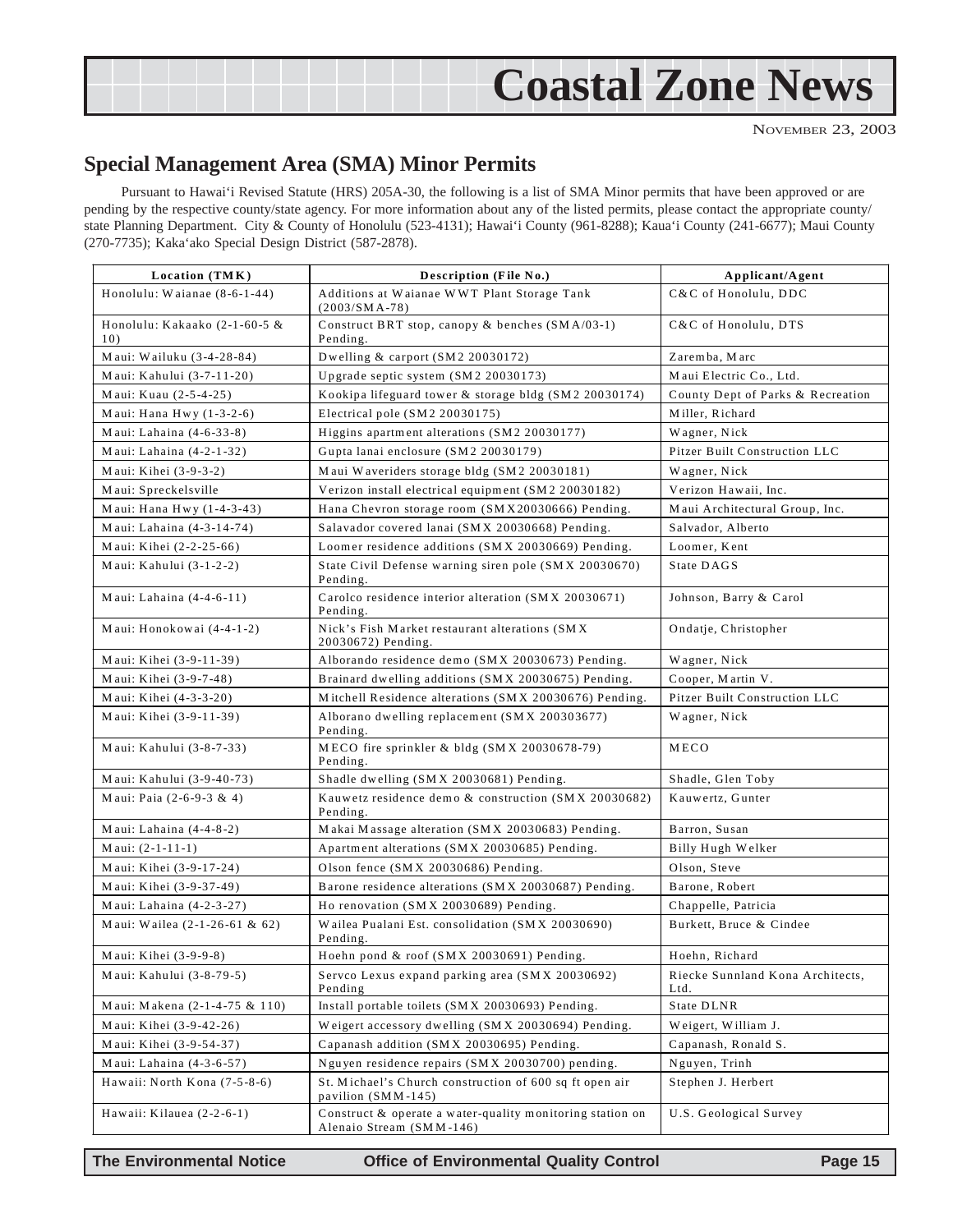## Special Management Area (SMA) Minor Permits

Pursuant to Hawai‘i Revised Statute (HRS) 205A-30, the following is a list of SMA Minor permits that have been approved or are pending by the respective county/state agency. For more information about any of the listed permits, please contact the appropriate county/ state Planning Department. City & County of Honolulu (523-4131); Hawai‘i County (961-8288); Kaua‘i County (241-6677); Maui County (270-7735); Kaka‘ako Special Design District (587-2878).

| Location (TMK) | Description (File No.) | Applicant/Agent |
|---|---|---|
| Honolulu: Waianae (8-6-1-44) | Additions at Waianae WWT Plant Storage Tank (2003/SMA-78) | C&C of Honolulu, DDC |
| Honolulu: Kakaako (2-1-60-5 & 10) | Construct BRT stop, canopy & benches (SMA/03-1) Pending. | C&C of Honolulu, DTS |
| Maui: Wailuku (3-4-28-84) | Dwelling & carport (SM2 20030172) | Zaremba, Marc |
| Maui: Kahului (3-7-11-20) | Upgrade septic system (SM2 20030173) | Maui Electric Co., Ltd. |
| Maui: Kuau (2-5-4-25) | Kookipa lifeguard tower & storage bldg (SM2 20030174) | County Dept of Parks & Recreation |
| Maui: Hana Hwy (1-3-2-6) | Electrical pole (SM2 20030175) | Miller, Richard |
| Maui: Lahaina (4-6-33-8) | Higgins apartment alterations (SM2 20030177) | Wagner, Nick |
| Maui: Lahaina (4-2-1-32) | Gupta lanai enclosure (SM2 20030179) | Pitzer Built Construction LLC |
| Maui: Kihei (3-9-3-2) | Maui Waveriders storage bldg (SM2 20030181) | Wagner, Nick |
| Maui: Spreckelsville | Verizon install electrical equipment (SM2 20030182) | Verizon Hawaii, Inc. |
| Maui: Hana Hwy (1-4-3-43) | Hana Chevron storage room (SMX20030666) Pending. | Maui Architectural Group, Inc. |
| Maui: Lahaina (4-3-14-74) | Salavador covered lanai (SMX 20030668) Pending. | Salvador, Alberto |
| Maui: Kihei (2-2-25-66) | Loomer residence additions (SMX 20030669) Pending. | Loomer, Kent |
| Maui: Kahului (3-1-2-2) | State Civil Defense warning siren pole (SMX 20030670) Pending. | State DAGS |
| Maui: Lahaina (4-4-6-11) | Carolco residence interior alteration (SMX 20030671) Pending. | Johnson, Barry & Carol |
| Maui: Honokowai (4-4-1-2) | Nick’s Fish Market restaurant alterations (SMX 20030672) Pending. | Ondatje, Christopher |
| Maui: Kihei (3-9-11-39) | Alborando residence demo (SMX 20030673) Pending. | Wagner, Nick |
| Maui: Kihei (3-9-7-48) | Brainard dwelling additions (SMX 20030675) Pending. | Cooper, Martin V. |
| Maui: Kihei (4-3-3-20) | Mitchell Residence alterations (SMX 20030676) Pending. | Pitzer Built Construction LLC |
| Maui: Kihei (3-9-11-39) | Alborano dwelling replacement (SMX 200303677) Pending. | Wagner, Nick |
| Maui: Kahului (3-8-7-33) | MECO fire sprinkler & bldg (SMX 20030678-79) Pending. | MECO |
| Maui: Kahului (3-9-40-73) | Shadle dwelling (SMX 20030681) Pending. | Shadle, Glen Toby |
| Maui: Paia (2-6-9-3 & 4) | Kauwetz residence demo & construction (SMX 20030682) Pending. | Kauwertz, Gunter |
| Maui: Lahaina (4-4-8-2) | Makai Massage alteration (SMX 20030683) Pending. | Barron, Susan |
| Maui: (2-1-11-1) | Apartment alterations (SMX 20030685) Pending. | Billy Hugh Welker |
| Maui: Kihei (3-9-17-24) | Olson fence (SMX 20030686) Pending. | Olson, Steve |
| Maui: Kihei (3-9-37-49) | Barone residence alterations (SMX 20030687) Pending. | Barone, Robert |
| Maui: Lahaina (4-2-3-27) | Ho renovation (SMX 20030689) Pending. | Chappelle, Patricia |
| Maui: Wailea (2-1-26-61 & 62) | Wailea Pualani Est. consolidation (SMX 20030690) Pending. | Burkett, Bruce & Cindee |
| Maui: Kihei (3-9-9-8) | Hoehn pond & roof (SMX 20030691) Pending. | Hoehn, Richard |
| Maui: Kahului (3-8-79-5) | Servco Lexus expand parking area (SMX 20030692) Pending | Riecke Sunnland Kona Architects, Ltd. |
| Maui: Makena (2-1-4-75 & 110) | Install portable toilets (SMX 20030693) Pending. | State DLNR |
| Maui: Kihei (3-9-42-26) | Weigert accessory dwelling (SMX 20030694) Pending. | Weigert, William J. |
| Maui: Kihei (3-9-54-37) | Capanash addition (SMX 20030695) Pending. | Capanash, Ronald S. |
| Maui: Lahaina (4-3-6-57) | Nguyen residence repairs (SMX 20030700) pending. | Nguyen, Trinh |
| Hawaii: North Kona (7-5-8-6) | St. Michael’s Church construction of 600 sq ft open air pavilion (SMM-145) | Stephen J. Herbert |
| Hawaii: Kilauea (2-2-6-1) | Construct & operate a water-quality monitoring station on Alenaio Stream (SMM-146) | U.S. Geological Survey |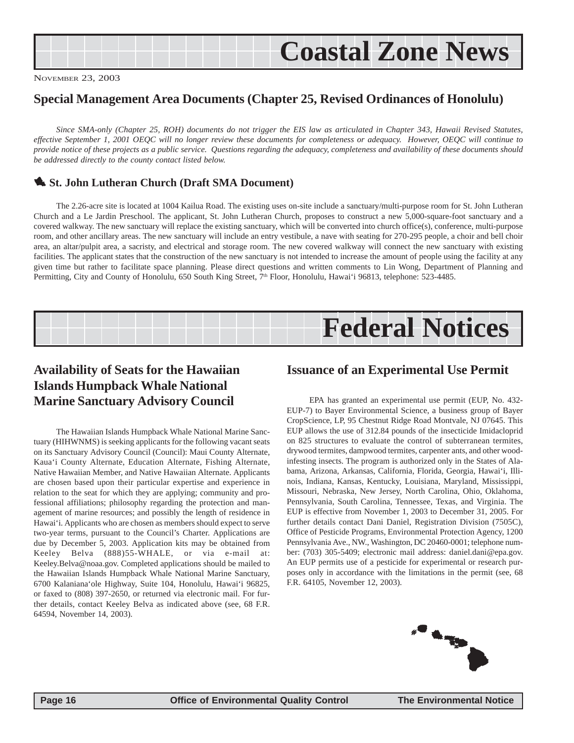# Coastal Zone News

November 23, 2003

## Special Management Area Documents (Chapter 25, Revised Ordinances of Honolulu)

*Since SMA-only (Chapter 25, ROH) documents do not trigger the EIS law as articulated in Chapter 343, Hawaii Revised Statutes, effective September 1, 2001 OEQC will no longer review these documents for completeness or adequacy. However, OEQC will continue to provide notice of these projects as a public service. Questions regarding the adequacy, completeness and availability of these documents should be addressed directly to the county contact listed below.*

### St. John Lutheran Church (Draft SMA Document)

The 2.26-acre site is located at 1004 Kailua Road. The existing uses on-site include a sanctuary/multi-purpose room for St. John Lutheran Church and a Le Jardin Preschool. The applicant, St. John Lutheran Church, proposes to construct a new 5,000-square-foot sanctuary and a covered walkway. The new sanctuary will replace the existing sanctuary, which will be converted into church office(s), conference, multi-purpose room, and other ancillary areas. The new sanctuary will include an entry vestibule, a nave with seating for 270-295 people, a choir and bell choir area, an altar/pulpit area, a sacristy, and electrical and storage room. The new covered walkway will connect the new sanctuary with existing facilities. The applicant states that the construction of the new sanctuary is not intended to increase the amount of people using the facility at any given time but rather to facilitate space planning. Please direct questions and written comments to Lin Wong, Department of Planning and Permitting, City and County of Honolulu, 650 South King Street, 7th Floor, Honolulu, Hawai'i 96813, telephone: 523-4485.

# Federal Notices

## Availability of Seats for the Hawaiian Islands Humpback Whale National Marine Sanctuary Advisory Council

The Hawaiian Islands Humpback Whale National Marine Sanctuary (HIHWNMS) is seeking applicants for the following vacant seats on its Sanctuary Advisory Council (Council): Maui County Alternate, Kaua'i County Alternate, Education Alternate, Fishing Alternate, Native Hawaiian Member, and Native Hawaiian Alternate. Applicants are chosen based upon their particular expertise and experience in relation to the seat for which they are applying; community and professional affiliations; philosophy regarding the protection and management of marine resources; and possibly the length of residence in Hawai'i. Applicants who are chosen as members should expect to serve two-year terms, pursuant to the Council's Charter. Applications are due by December 5, 2003. Application kits may be obtained from Keeley Belva (888)55-WHALE, or via e-mail at: Keeley.Belva@noaa.gov. Completed applications should be mailed to the Hawaiian Islands Humpback Whale National Marine Sanctuary, 6700 Kalaniana'ole Highway, Suite 104, Honolulu, Hawai'i 96825, or faxed to (808) 397-2650, or returned via electronic mail. For further details, contact Keeley Belva as indicated above (see, 68 F.R. 64594, November 14, 2003).

## Issuance of an Experimental Use Permit

EPA has granted an experimental use permit (EUP, No. 432-EUP-7) to Bayer Environmental Science, a business group of Bayer CropScience, LP, 95 Chestnut Ridge Road Montvale, NJ 07645. This EUP allows the use of 312.84 pounds of the insecticide Imidacloprid on 825 structures to evaluate the control of subterranean termites, drywood termites, dampwood termites, carpenter ants, and other wood-infesting insects. The program is authorized only in the States of Alabama, Arizona, Arkansas, California, Florida, Georgia, Hawai'i, Illinois, Indiana, Kansas, Kentucky, Louisiana, Maryland, Mississippi, Missouri, Nebraska, New Jersey, North Carolina, Ohio, Oklahoma, Pennsylvania, South Carolina, Tennessee, Texas, and Virginia. The EUP is effective from November 1, 2003 to December 31, 2005. For further details contact Dani Daniel, Registration Division (7505C), Office of Pesticide Programs, Environmental Protection Agency, 1200 Pennsylvania Ave., NW., Washington, DC 20460-0001; telephone number: (703) 305-5409; electronic mail address: daniel.dani@epa.gov. An EUP permits use of a pesticide for experimental or research purposes only in accordance with the limitations in the permit (see, 68 F.R. 64105, November 12, 2003).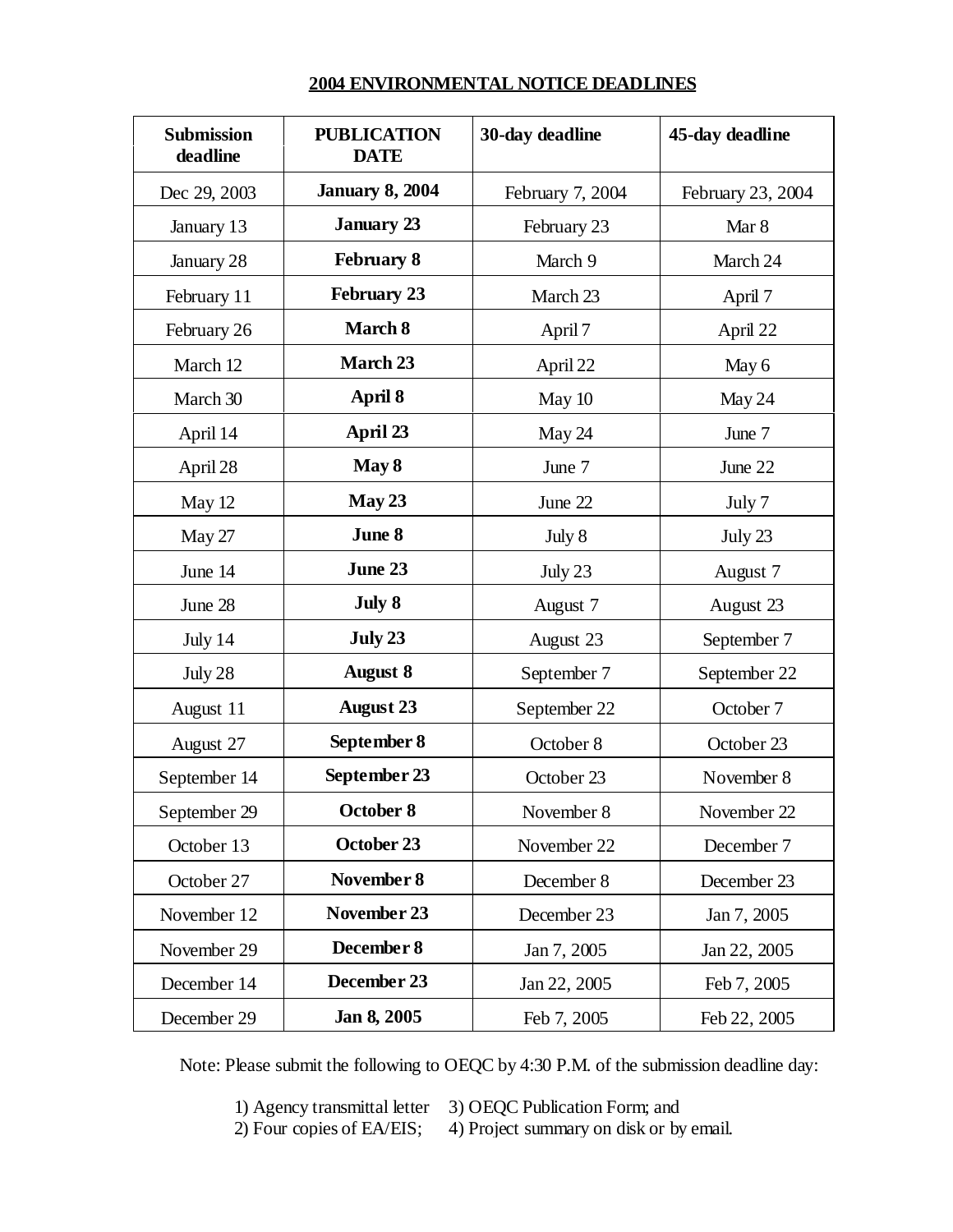## 2004 ENVIRONMENTAL NOTICE DEADLINES

| Submission deadline | PUBLICATION DATE | 30-day deadline | 45-day deadline |
|---|---|---|---|
| Dec 29, 2003 | **January 8, 2004** | February 7, 2004 | February 23, 2004 |
| January 13 | **January 23** | February 23 | Mar 8 |
| January 28 | **February 8** | March 9 | March 24 |
| February 11 | **February 23** | March 23 | April 7 |
| February 26 | **March 8** | April 7 | April 22 |
| March 12 | **March 23** | April 22 | May 6 |
| March 30 | **April 8** | May 10 | May 24 |
| April 14 | **April 23** | May 24 | June 7 |
| April 28 | **May 8** | June 7 | June 22 |
| May 12 | **May 23** | June 22 | July 7 |
| May 27 | **June 8** | July 8 | July 23 |
| June 14 | **June 23** | July 23 | August 7 |
| June 28 | **July 8** | August 7 | August 23 |
| July 14 | **July 23** | August 23 | September 7 |
| July 28 | **August 8** | September 7 | September 22 |
| August 11 | **August 23** | September 22 | October 7 |
| August 27 | **September 8** | October 8 | October 23 |
| September 14 | **September 23** | October 23 | November 8 |
| September 29 | **October 8** | November 8 | November 22 |
| October 13 | **October 23** | November 22 | December 7 |
| October 27 | **November 8** | December 8 | December 23 |
| November 12 | **November 23** | December 23 | Jan 7, 2005 |
| November 29 | **December 8** | Jan 7, 2005 | Jan 22, 2005 |
| December 14 | **December 23** | Jan 22, 2005 | Feb 7, 2005 |
| December 29 | **Jan 8, 2005** | Feb 7, 2005 | Feb 22, 2005 |

Note: Please submit the following to OEQC by 4:30 P.M. of the submission deadline day:

1) Agency transmittal letter
2) Four copies of EA/EIS;
3) OEQC Publication Form; and
4) Project summary on disk or by email.